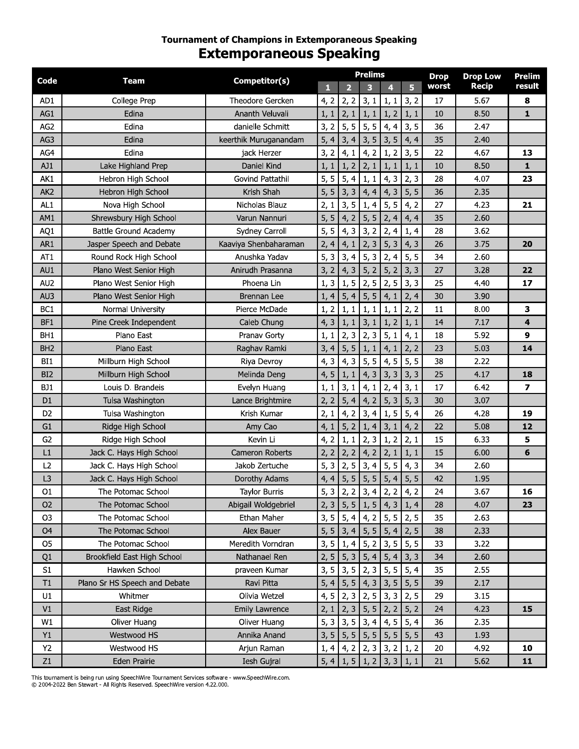# Tournament of Champions in Extemporaneous Speaking

## Extemporaneous Speaking

| Code | Team | Competitor(s) | Prelims | | | | | Drop worst | Drop Low Recip | Prelim result |
|---|---|---|---|---|---|---|---|---|---|---|
| | | | 1 | 2 | 3 | 4 | 5 | | | |
| AD1 | College Prep | Theodore Gercken | 4, 2 | 2, 2 | 3, 1 | 1, 1 | 3, 2 | 17 | 5.67 | **8** |
| AG1 | Edina | Ananth Veluvali | 1, 1 | 2, 1 | 1, 1 | 1, 2 | 1, 1 | 10 | 8.50 | **1** |
| AG2 | Edina | danielle Schmitt | 3, 2 | 5, 5 | 5, 5 | 4, 4 | 3, 5 | 36 | 2.47 | |
| AG3 | Edina | keerthik Muruganandam | 5, 4 | 3, 4 | 3, 5 | 3, 5 | 4, 4 | 35 | 2.40 | |
| AG4 | Edina | jack Herzer | 3, 2 | 4, 1 | 4, 2 | 1, 2 | 3, 5 | 22 | 4.67 | **13** |
| AJ1 | Lake Highland Prep | Daniel Kind | 1, 1 | 1, 2 | 2, 1 | 1, 1 | 1, 1 | 10 | 8.50 | **1** |
| AK1 | Hebron High School | Govind Pattathil | 5, 5 | 5, 4 | 1, 1 | 4, 3 | 2, 3 | 28 | 4.07 | **23** |
| AK2 | Hebron High School | Krish Shah | 5, 5 | 3, 3 | 4, 4 | 4, 3 | 5, 5 | 36 | 2.35 | |
| AL1 | Nova High School | Nicholas Blauz | 2, 1 | 3, 5 | 1, 4 | 5, 5 | 4, 2 | 27 | 4.23 | **21** |
| AM1 | Shrewsbury High School | Varun Nannuri | 5, 5 | 4, 2 | 5, 5 | 2, 4 | 4, 4 | 35 | 2.60 | |
| AQ1 | Battle Ground Academy | Sydney Carroll | 5, 5 | 4, 3 | 3, 2 | 2, 4 | 1, 4 | 28 | 3.62 | |
| AR1 | Jasper Speech and Debate | Kaaviya Shenbaharaman | 2, 4 | 4, 1 | 2, 3 | 5, 3 | 4, 3 | 26 | 3.75 | **20** |
| AT1 | Round Rock High School | Anushka Yadav | 5, 3 | 3, 4 | 5, 3 | 2, 4 | 5, 5 | 34 | 2.60 | |
| AU1 | Plano West Senior High | Anirudh Prasanna | 3, 2 | 4, 3 | 5, 2 | 5, 2 | 3, 3 | 27 | 3.28 | **22** |
| AU2 | Plano West Senior High | Phoena Lin | 1, 3 | 1, 5 | 2, 5 | 2, 5 | 3, 3 | 25 | 4.40 | **17** |
| AU3 | Plano West Senior High | Brennan Lee | 1, 4 | 5, 4 | 5, 5 | 4, 1 | 2, 4 | 30 | 3.90 | |
| BC1 | Normal University | Pierce McDade | 1, 2 | 1, 1 | 1, 1 | 1, 1 | 2, 2 | 11 | 8.00 | **3** |
| BF1 | Pine Creek Independent | Caleb Chung | 4, 3 | 1, 1 | 3, 1 | 1, 2 | 1, 1 | 14 | 7.17 | **4** |
| BH1 | Plano East | Pranav Gorty | 1, 1 | 2, 3 | 2, 3 | 5, 1 | 4, 1 | 18 | 5.92 | **9** |
| BH2 | Plano East | Raghav Ramki | 3, 4 | 5, 5 | 1, 1 | 4, 1 | 2, 2 | 23 | 5.03 | **14** |
| BI1 | Millburn High School | Riya Devroy | 4, 3 | 4, 3 | 5, 5 | 4, 5 | 5, 5 | 38 | 2.22 | |
| BI2 | Millburn High School | Melinda Deng | 4, 5 | 1, 1 | 4, 3 | 3, 3 | 3, 3 | 25 | 4.17 | **18** |
| BJ1 | Louis D. Brandeis | Evelyn Huang | 1, 1 | 3, 1 | 4, 1 | 2, 4 | 3, 1 | 17 | 6.42 | **7** |
| D1 | Tulsa Washington | Lance Brightmire | 2, 2 | 5, 4 | 4, 2 | 5, 3 | 5, 3 | 30 | 3.07 | |
| D2 | Tulsa Washington | Krish Kumar | 2, 1 | 4, 2 | 3, 4 | 1, 5 | 5, 4 | 26 | 4.28 | **19** |
| G1 | Ridge High School | Amy Cao | 4, 1 | 5, 2 | 1, 4 | 3, 1 | 4, 2 | 22 | 5.08 | **12** |
| G2 | Ridge High School | Kevin Li | 4, 2 | 1, 1 | 2, 3 | 1, 2 | 2, 1 | 15 | 6.33 | **5** |
| L1 | Jack C. Hays High School | Cameron Roberts | 2, 2 | 2, 2 | 4, 2 | 2, 1 | 1, 1 | 15 | 6.00 | **6** |
| L2 | Jack C. Hays High School | Jakob Zertuche | 5, 3 | 2, 5 | 3, 4 | 5, 5 | 4, 3 | 34 | 2.60 | |
| L3 | Jack C. Hays High School | Dorothy Adams | 4, 4 | 5, 5 | 5, 5 | 5, 4 | 5, 5 | 42 | 1.95 | |
| O1 | The Potomac School | Taylor Burris | 5, 3 | 2, 2 | 3, 4 | 2, 2 | 4, 2 | 24 | 3.67 | **16** |
| O2 | The Potomac School | Abigail Woldgebriel | 2, 3 | 5, 5 | 1, 5 | 4, 3 | 1, 4 | 28 | 4.07 | **23** |
| O3 | The Potomac School | Ethan Maher | 3, 5 | 5, 4 | 4, 2 | 5, 5 | 2, 5 | 35 | 2.63 | |
| O4 | The Potomac School | Alex Bauer | 5, 5 | 3, 4 | 5, 5 | 5, 4 | 2, 5 | 38 | 2.33 | |
| O5 | The Potomac School | Meredith Vorndran | 3, 5 | 1, 4 | 5, 2 | 3, 5 | 5, 5 | 33 | 3.22 | |
| Q1 | Brookfield East High School | Nathanael Ren | 2, 5 | 5, 3 | 5, 4 | 5, 4 | 3, 3 | 34 | 2.60 | |
| S1 | Hawken School | praveen Kumar | 3, 5 | 3, 5 | 2, 3 | 5, 5 | 5, 4 | 35 | 2.55 | |
| T1 | Plano Sr HS Speech and Debate | Ravi Pitta | 5, 4 | 5, 5 | 4, 3 | 3, 5 | 5, 5 | 39 | 2.17 | |
| U1 | Whitmer | Olivia Wetzel | 4, 5 | 2, 3 | 2, 5 | 3, 3 | 2, 5 | 29 | 3.15 | |
| V1 | East Ridge | Emily Lawrence | 2, 1 | 2, 3 | 5, 5 | 2, 2 | 5, 2 | 24 | 4.23 | **15** |
| W1 | Oliver Huang | Oliver Huang | 5, 3 | 3, 5 | 3, 4 | 4, 5 | 5, 4 | 36 | 2.35 | |
| Y1 | Westwood HS | Annika Anand | 3, 5 | 5, 5 | 5, 5 | 5, 5 | 5, 5 | 43 | 1.93 | |
| Y2 | Westwood HS | Arjun Raman | 1, 4 | 4, 2 | 2, 3 | 3, 2 | 1, 2 | 20 | 4.92 | **10** |
| Z1 | Eden Prairie | Iesh Gujral | 5, 4 | 1, 5 | 1, 2 | 3, 3 | 1, 1 | 21 | 5.62 | **11** |

This tournament is being run using SpeechWire Tournament Services software - www.SpeechWire.com.
© 2004-2022 Ben Stewart - All Rights Reserved. SpeechWire version 4.22.000.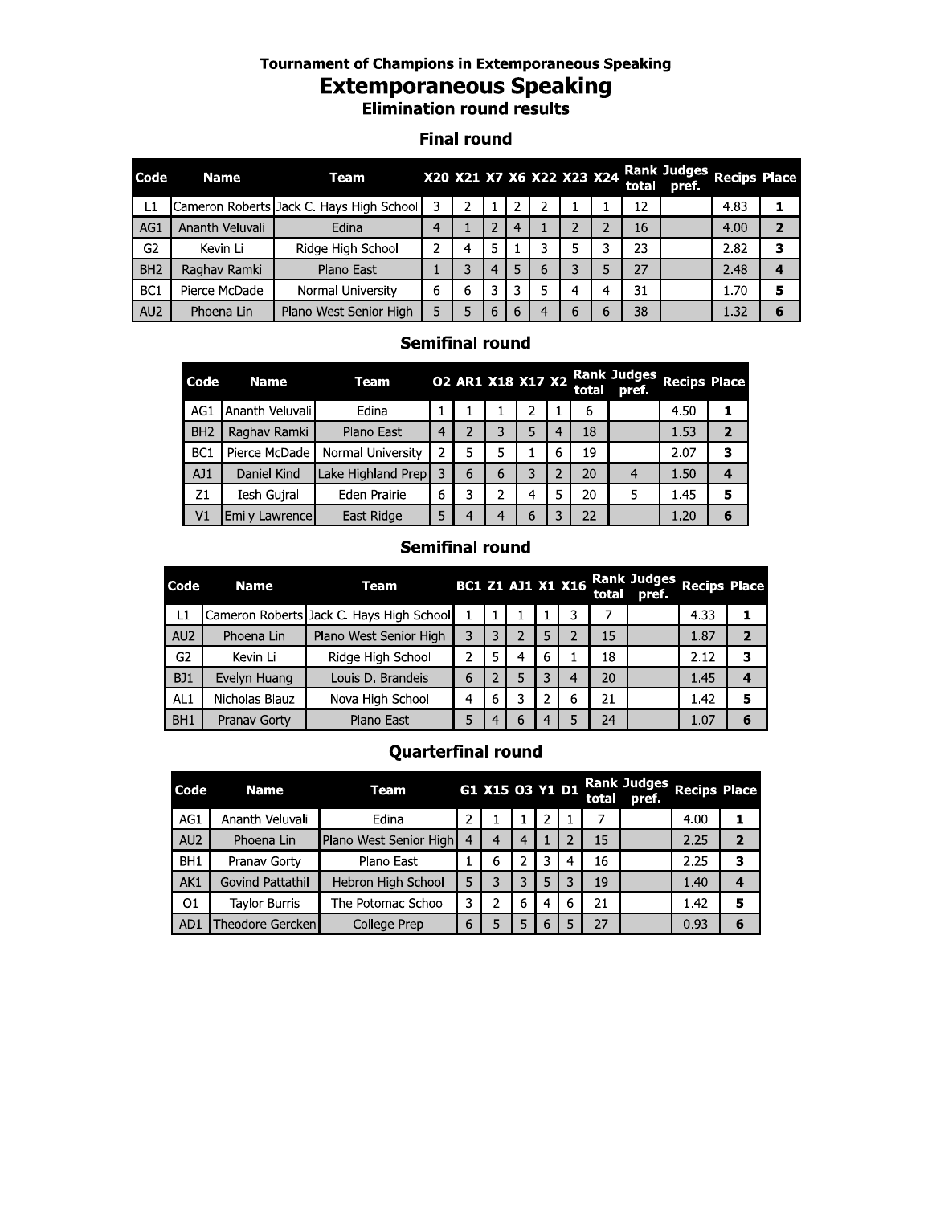# Tournament of Champions in Extemporaneous Speaking

# Extemporaneous Speaking

## Elimination round results

### Final round

| Code | Name | Team | X20 | X21 | X7 | X6 | X22 | X23 | X24 | Rank total | Judges pref. | Recips | Place |
|---|---|---|---|---|---|---|---|---|---|---|---|---|---|
| L1 | Cameron Roberts | Jack C. Hays High School | 3 | 2 | 1 | 2 | 2 | 1 | 1 | 12 | | 4.83 | 1 |
| AG1 | Ananth Veluvali | Edina | 4 | 1 | 2 | 4 | 1 | 2 | 2 | 16 | | 4.00 | 2 |
| G2 | Kevin Li | Ridge High School | 2 | 4 | 5 | 1 | 3 | 5 | 3 | 23 | | 2.82 | 3 |
| BH2 | Raghav Ramki | Plano East | 1 | 3 | 4 | 5 | 6 | 3 | 5 | 27 | | 2.48 | 4 |
| BC1 | Pierce McDade | Normal University | 6 | 6 | 3 | 3 | 5 | 4 | 4 | 31 | | 1.70 | 5 |
| AU2 | Phoena Lin | Plano West Senior High | 5 | 5 | 6 | 6 | 4 | 6 | 6 | 38 | | 1.32 | 6 |

### Semifinal round

| Code | Name | Team | O2 | AR1 | X18 | X17 | X2 | Rank total | Judges pref. | Recips | Place |
|---|---|---|---|---|---|---|---|---|---|---|---|
| AG1 | Ananth Veluvali | Edina | 1 | 1 | 1 | 2 | 1 | 6 | | 4.50 | 1 |
| BH2 | Raghav Ramki | Plano East | 4 | 2 | 3 | 5 | 4 | 18 | | 1.53 | 2 |
| BC1 | Pierce McDade | Normal University | 2 | 5 | 5 | 1 | 6 | 19 | | 2.07 | 3 |
| AJ1 | Daniel Kind | Lake Highland Prep | 3 | 6 | 6 | 3 | 2 | 20 | 4 | 1.50 | 4 |
| Z1 | Iesh Gujral | Eden Prairie | 6 | 3 | 2 | 4 | 5 | 20 | 5 | 1.45 | 5 |
| V1 | Emily Lawrence | East Ridge | 5 | 4 | 4 | 6 | 3 | 22 | | 1.20 | 6 |

### Semifinal round

| Code | Name | Team | BC1 | Z1 | AJ1 | X1 | X16 | Rank total | Judges pref. | Recips | Place |
|---|---|---|---|---|---|---|---|---|---|---|---|
| L1 | Cameron Roberts | Jack C. Hays High School | 1 | 1 | 1 | 1 | 3 | 7 | | 4.33 | 1 |
| AU2 | Phoena Lin | Plano West Senior High | 3 | 3 | 2 | 5 | 2 | 15 | | 1.87 | 2 |
| G2 | Kevin Li | Ridge High School | 2 | 5 | 4 | 6 | 1 | 18 | | 2.12 | 3 |
| BJ1 | Evelyn Huang | Louis D. Brandeis | 6 | 2 | 5 | 3 | 4 | 20 | | 1.45 | 4 |
| AL1 | Nicholas Blauz | Nova High School | 4 | 6 | 3 | 2 | 6 | 21 | | 1.42 | 5 |
| BH1 | Pranav Gorty | Plano East | 5 | 4 | 6 | 4 | 5 | 24 | | 1.07 | 6 |

### Quarterfinal round

| Code | Name | Team | G1 | X15 | O3 | Y1 | D1 | Rank total | Judges pref. | Recips | Place |
|---|---|---|---|---|---|---|---|---|---|---|---|
| AG1 | Ananth Veluvali | Edina | 2 | 1 | 1 | 2 | 1 | 7 | | 4.00 | 1 |
| AU2 | Phoena Lin | Plano West Senior High | 4 | 4 | 4 | 1 | 2 | 15 | | 2.25 | 2 |
| BH1 | Pranav Gorty | Plano East | 1 | 6 | 2 | 3 | 4 | 16 | | 2.25 | 3 |
| AK1 | Govind Pattathil | Hebron High School | 5 | 3 | 3 | 5 | 3 | 19 | | 1.40 | 4 |
| O1 | Taylor Burris | The Potomac School | 3 | 2 | 6 | 4 | 6 | 21 | | 1.42 | 5 |
| AD1 | Theodore Gercken | College Prep | 6 | 5 | 5 | 6 | 5 | 27 | | 0.93 | 6 |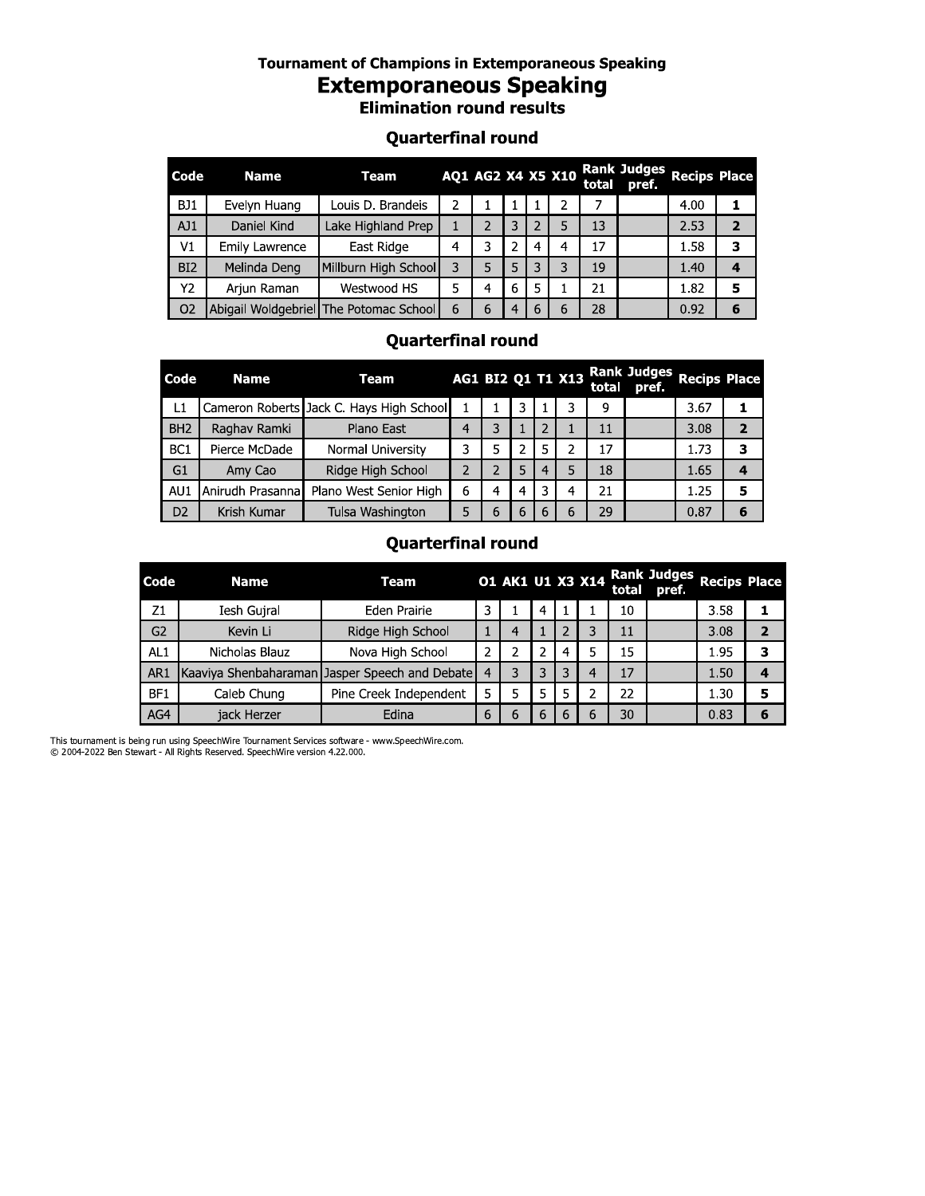Tournament of Champions in Extemporaneous Speaking

# Extemporaneous Speaking

## Elimination round results

### Quarterfinal round

| Code | Name | Team | AQ1 | AG2 | X4 | X5 | X10 | Rank total | Judges pref. | Recips | Place |
|---|---|---|---|---|---|---|---|---|---|---|---|
| BJ1 | Evelyn Huang | Louis D. Brandeis | 2 | 1 | 1 | 1 | 2 | 7 | | 4.00 | 1 |
| AJ1 | Daniel Kind | Lake Highland Prep | 1 | 2 | 3 | 2 | 5 | 13 | | 2.53 | 2 |
| V1 | Emily Lawrence | East Ridge | 4 | 3 | 2 | 4 | 4 | 17 | | 1.58 | 3 |
| BI2 | Melinda Deng | Millburn High School | 3 | 5 | 5 | 3 | 3 | 19 | | 1.40 | 4 |
| Y2 | Arjun Raman | Westwood HS | 5 | 4 | 6 | 5 | 1 | 21 | | 1.82 | 5 |
| O2 | Abigail Woldgebriel | The Potomac School | 6 | 6 | 4 | 6 | 6 | 28 | | 0.92 | 6 |

### Quarterfinal round

| Code | Name | Team | AG1 | BI2 | Q1 | T1 | X13 | Rank total | Judges pref. | Recips | Place |
|---|---|---|---|---|---|---|---|---|---|---|---|
| L1 | Cameron Roberts | Jack C. Hays High School | 1 | 1 | 3 | 1 | 3 | 9 | | 3.67 | 1 |
| BH2 | Raghav Ramki | Plano East | 4 | 3 | 1 | 2 | 1 | 11 | | 3.08 | 2 |
| BC1 | Pierce McDade | Normal University | 3 | 5 | 2 | 5 | 2 | 17 | | 1.73 | 3 |
| G1 | Amy Cao | Ridge High School | 2 | 2 | 5 | 4 | 5 | 18 | | 1.65 | 4 |
| AU1 | Anirudh Prasanna | Plano West Senior High | 6 | 4 | 4 | 3 | 4 | 21 | | 1.25 | 5 |
| D2 | Krish Kumar | Tulsa Washington | 5 | 6 | 6 | 6 | 6 | 29 | | 0.87 | 6 |

### Quarterfinal round

| Code | Name | Team | O1 | AK1 | U1 | X3 | X14 | Rank total | Judges pref. | Recips | Place |
|---|---|---|---|---|---|---|---|---|---|---|---|
| Z1 | Iesh Gujral | Eden Prairie | 3 | 1 | 4 | 1 | 1 | 10 | | 3.58 | 1 |
| G2 | Kevin Li | Ridge High School | 1 | 4 | 1 | 2 | 3 | 11 | | 3.08 | 2 |
| AL1 | Nicholas Blauz | Nova High School | 2 | 2 | 2 | 4 | 5 | 15 | | 1.95 | 3 |
| AR1 | Kaaviya Shenbaharaman | Jasper Speech and Debate | 4 | 3 | 3 | 3 | 4 | 17 | | 1.50 | 4 |
| BF1 | Caleb Chung | Pine Creek Independent | 5 | 5 | 5 | 5 | 2 | 22 | | 1.30 | 5 |
| AG4 | jack Herzer | Edina | 6 | 6 | 6 | 6 | 6 | 30 | | 0.83 | 6 |

This tournament is being run using SpeechWire Tournament Services software - www.SpeechWire.com.
© 2004-2022 Ben Stewart - All Rights Reserved. SpeechWire version 4.22.000.